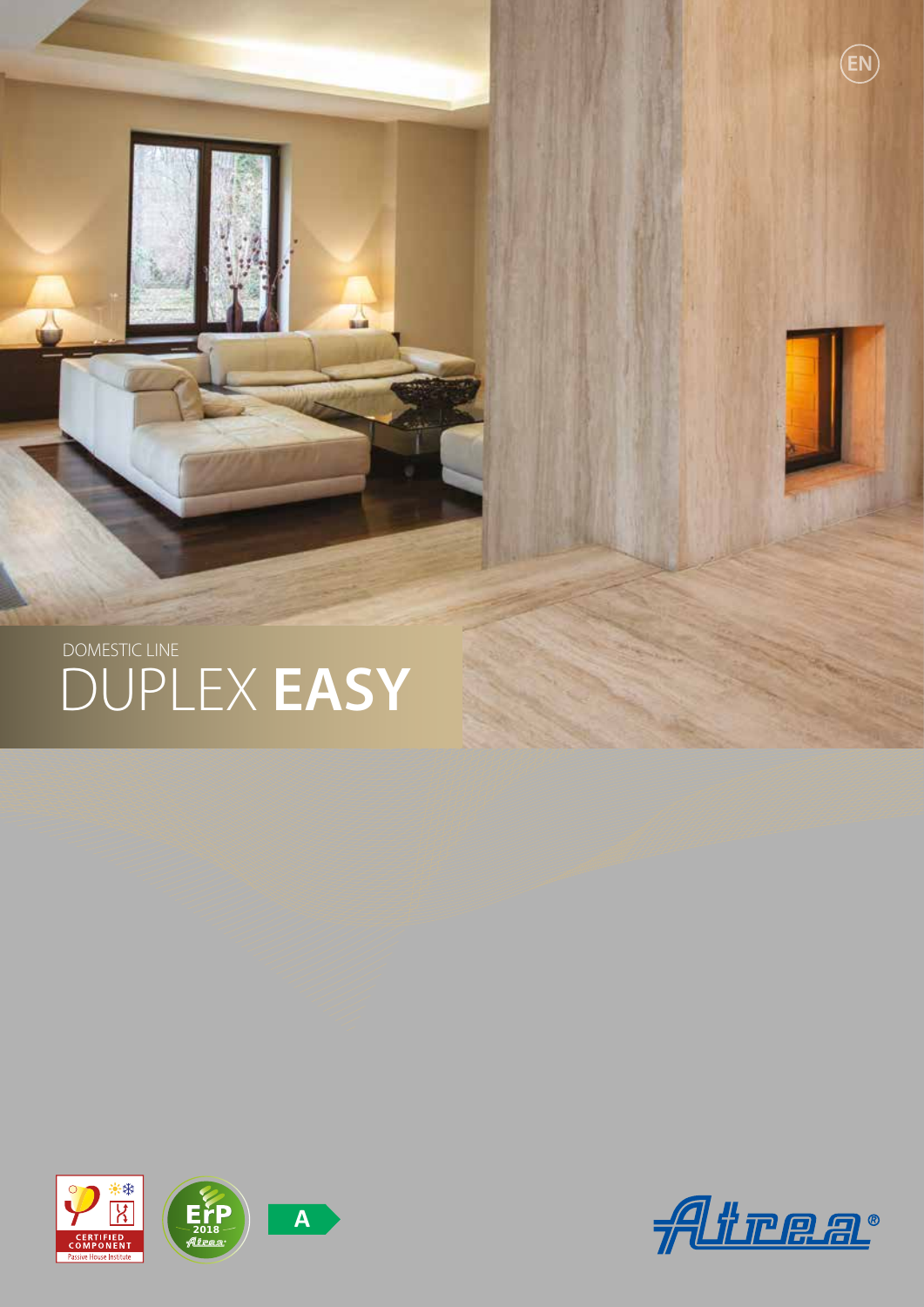EN

DOMESTIC LINE

# DUPLEX **EASY**

CERTIFIED COMPONENT
Passive House Institute

ErP 2018

A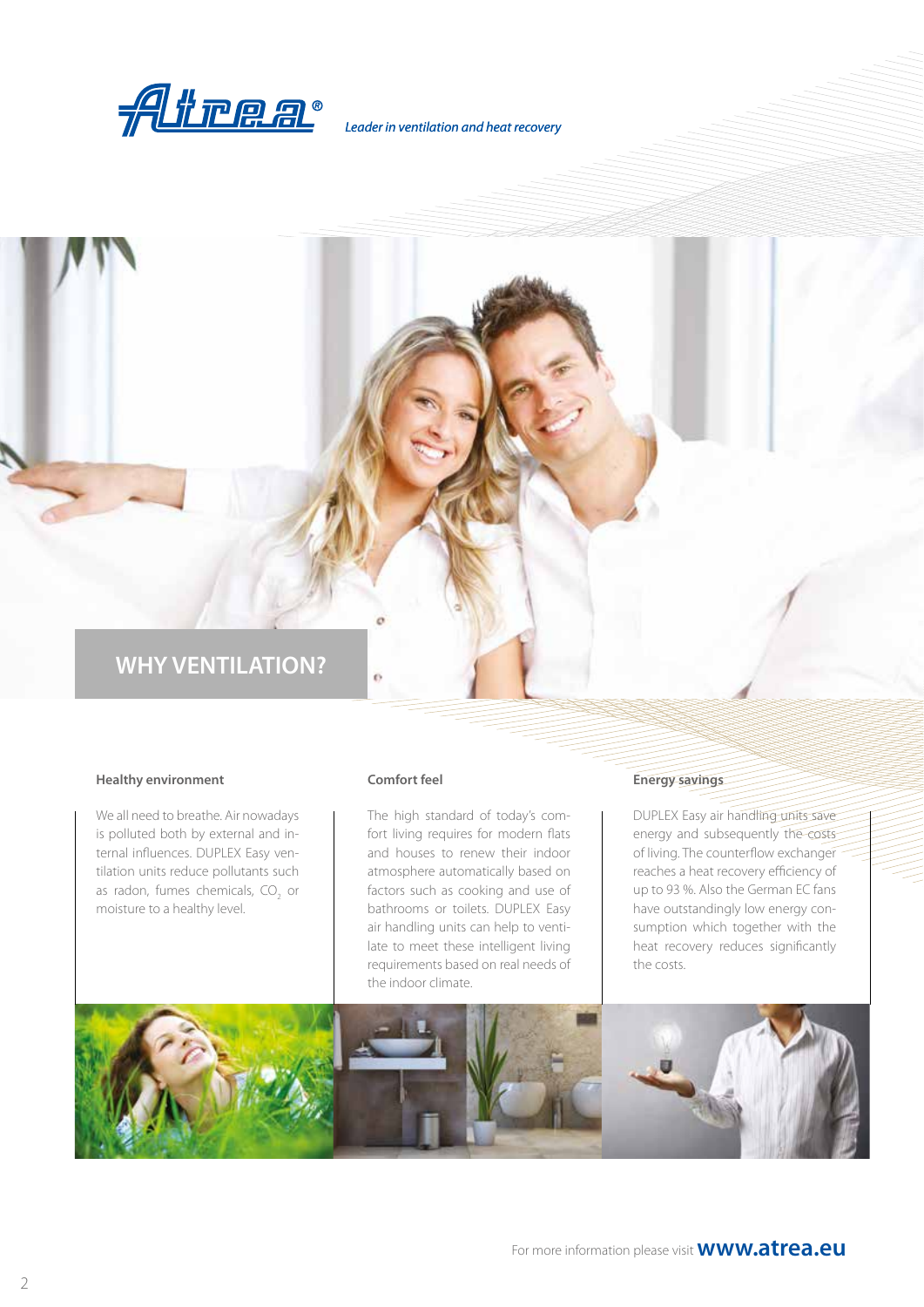Leader in ventilation and heat recovery

# WHY VENTILATION?

### Healthy environment

We all need to breathe. Air nowadays is polluted both by external and internal influences. DUPLEX Easy ventilation units reduce pollutants such as radon, fumes chemicals, $CO_2$ or moisture to a healthy level.

### Comfort feel

The high standard of today's comfort living requires for modern flats and houses to renew their indoor atmosphere automatically based on factors such as cooking and use of bathrooms or toilets. DUPLEX Easy air handling units can help to ventilate to meet these intelligent living requirements based on real needs of the indoor climate.

### Energy savings

DUPLEX Easy air handling units save energy and subsequently the costs of living. The counterflow exchanger reaches a heat recovery efficiency of up to 93 %. Also the German EC fans have outstandingly low energy consumption which together with the heat recovery reduces significantly the costs.

For more information please visit **www.atrea.eu**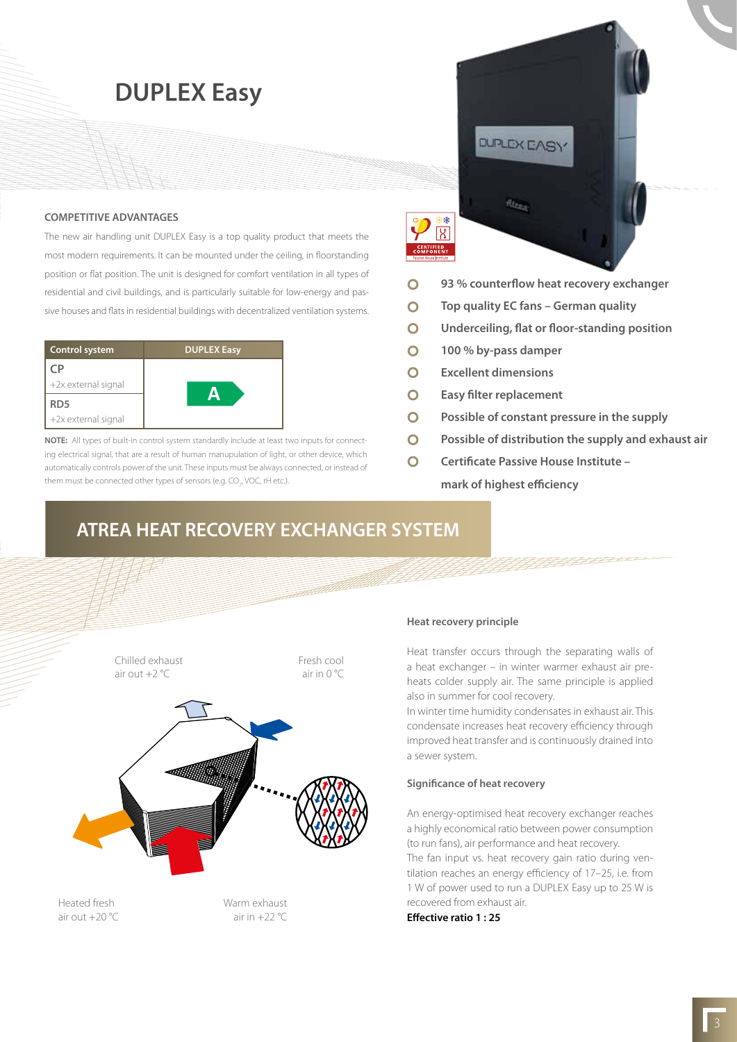# DUPLEX Easy

### COMPETITIVE ADVANTAGES

The new air handling unit DUPLEX Easy is a top quality product that meets the most modern requirements. It can be mounted under the ceiling, in floorstanding position or flat position. The unit is designed for comfort ventilation in all types of residential and civil buildings, and is particularly suitable for low-energy and passive houses and flats in residential buildings with decentralized ventilation systems.

| Control system | DUPLEX Easy |
|---|---|
| **CP** +2x external signal | A |
| **RD5** +2x external signal | |

**NOTE:** All types of built-in control system standardly include at least two inputs for connecting electrical signal, that are a result of human manupulation of light, or other device, which automatically controls power of the unit. These inputs must be always connected, or instead of them must be connected other types of sensors (e.g. $CO_2$, VOC, rH etc.).

- **93 % counterflow heat recovery exchanger**
- **Top quality EC fans – German quality**
- **Underceiling, flat or floor-standing position**
- **100 % by-pass damper**
- **Excellent dimensions**
- **Easy filter replacement**
- **Possible of constant pressure in the supply**
- **Possible of distribution the supply and exhaust air**
- **Certificate Passive House Institute – mark of highest efficiency**

## ATREA HEAT RECOVERY EXCHANGER SYSTEM

Chilled exhaust air out +2 °C

Fresh cool air in 0 °C

Heated fresh air out +20 °C

Warm exhaust air in +22 °C

### Heat recovery principle

Heat transfer occurs through the separating walls of a heat exchanger – in winter warmer exhaust air preheats colder supply air. The same principle is applied also in summer for cool recovery.
In winter time humidity condensates in exhaust air. This condensate increases heat recovery efficiency through improved heat transfer and is continuously drained into a sewer system.

### Significance of heat recovery

An energy-optimised heat recovery exchanger reaches a highly economical ratio between power consumption (to run fans), air performance and heat recovery.
The fan input vs. heat recovery gain ratio during ventilation reaches an energy efficiency of 17–25, i.e. from 1 W of power used to run a DUPLEX Easy up to 25 W is recovered from exhaust air.
**Effective ratio 1 : 25**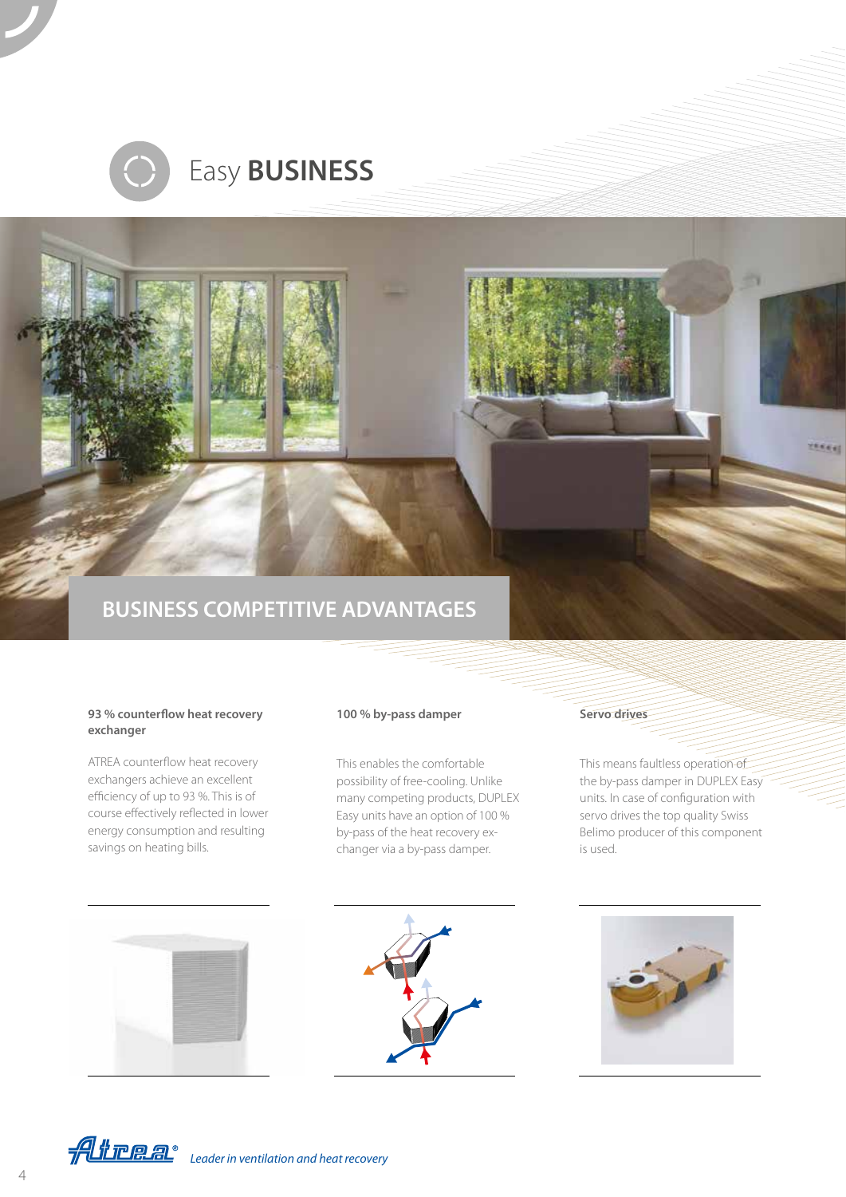# Easy **BUSINESS**

## BUSINESS COMPETITIVE ADVANTAGES

**93 % counterflow heat recovery exchanger**

ATREA counterflow heat recovery exchangers achieve an excellent efficiency of up to 93 %. This is of course effectively reflected in lower energy consumption and resulting savings on heating bills.

**100 % by-pass damper**

This enables the comfortable possibility of free-cooling. Unlike many competing products, DUPLEX Easy units have an option of 100 % by-pass of the heat recovery exchanger via a by-pass damper.

**Servo drives**

This means faultless operation of the by-pass damper in DUPLEX Easy units. In case of configuration with servo drives the top quality Swiss Belimo producer of this component is used.

*Leader in ventilation and heat recovery*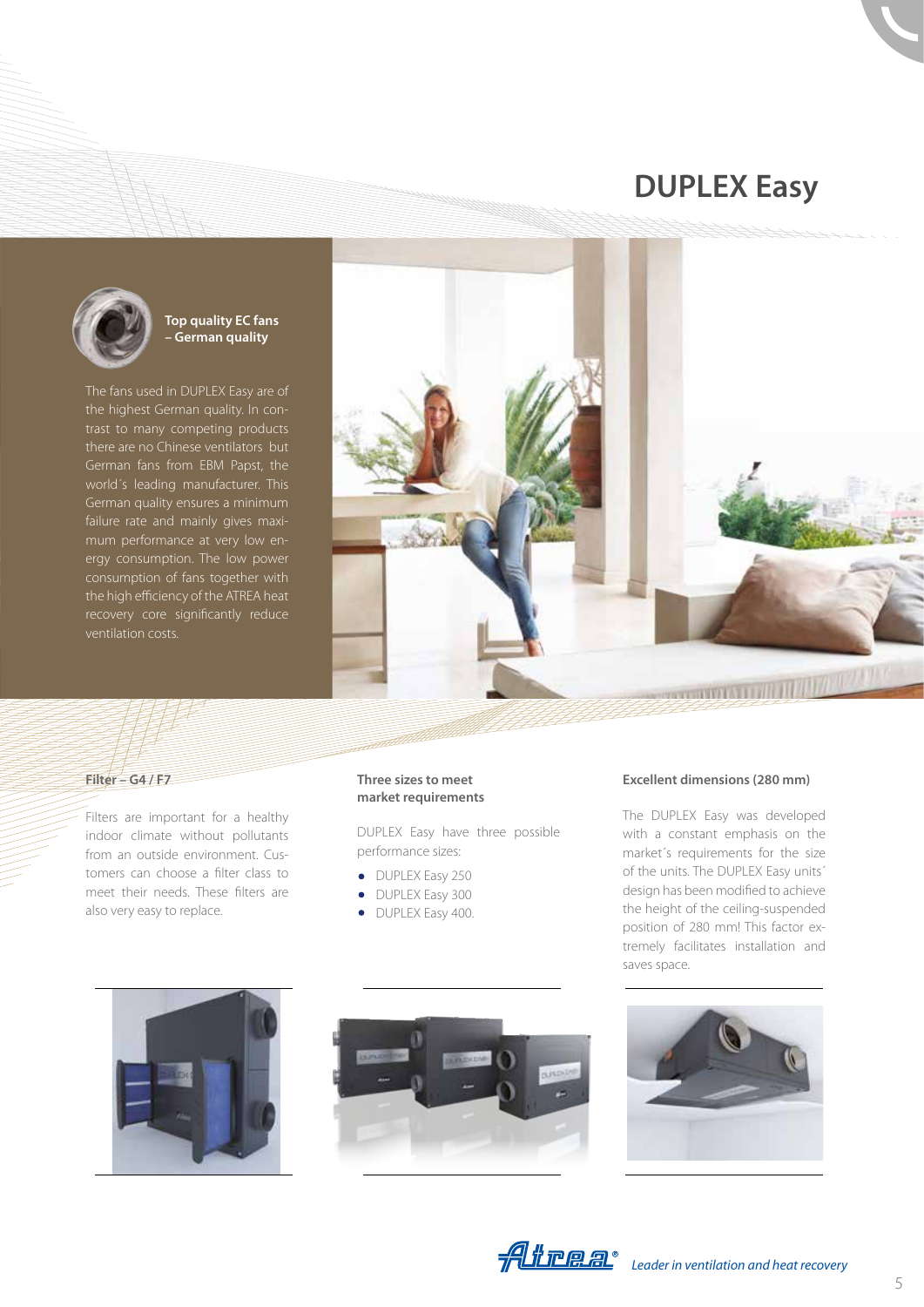# DUPLEX Easy

### Top quality EC fans – German quality

The fans used in DUPLEX Easy are of the highest German quality. In contrast to many competing products there are no Chinese ventilators but German fans from EBM Papst, the world´s leading manufacturer. This German quality ensures a minimum failure rate and mainly gives maximum performance at very low energy consumption. The low power consumption of fans together with the high efficiency of the ATREA heat recovery core significantly reduce ventilation costs.

### Filter – G4 / F7

Filters are important for a healthy indoor climate without pollutants from an outside environment. Customers can choose a filter class to meet their needs. These filters are also very easy to replace.

### Three sizes to meet market requirements

DUPLEX Easy have three possible performance sizes:

- DUPLEX Easy 250
- DUPLEX Easy 300
- DUPLEX Easy 400.

### Excellent dimensions (280 mm)

The DUPLEX Easy was developed with a constant emphasis on the market´s requirements for the size of the units. The DUPLEX Easy units´ design has been modified to achieve the height of the ceiling-suspended position of 280 mm! This factor extremely facilitates installation and saves space.

*Leader in ventilation and heat recovery*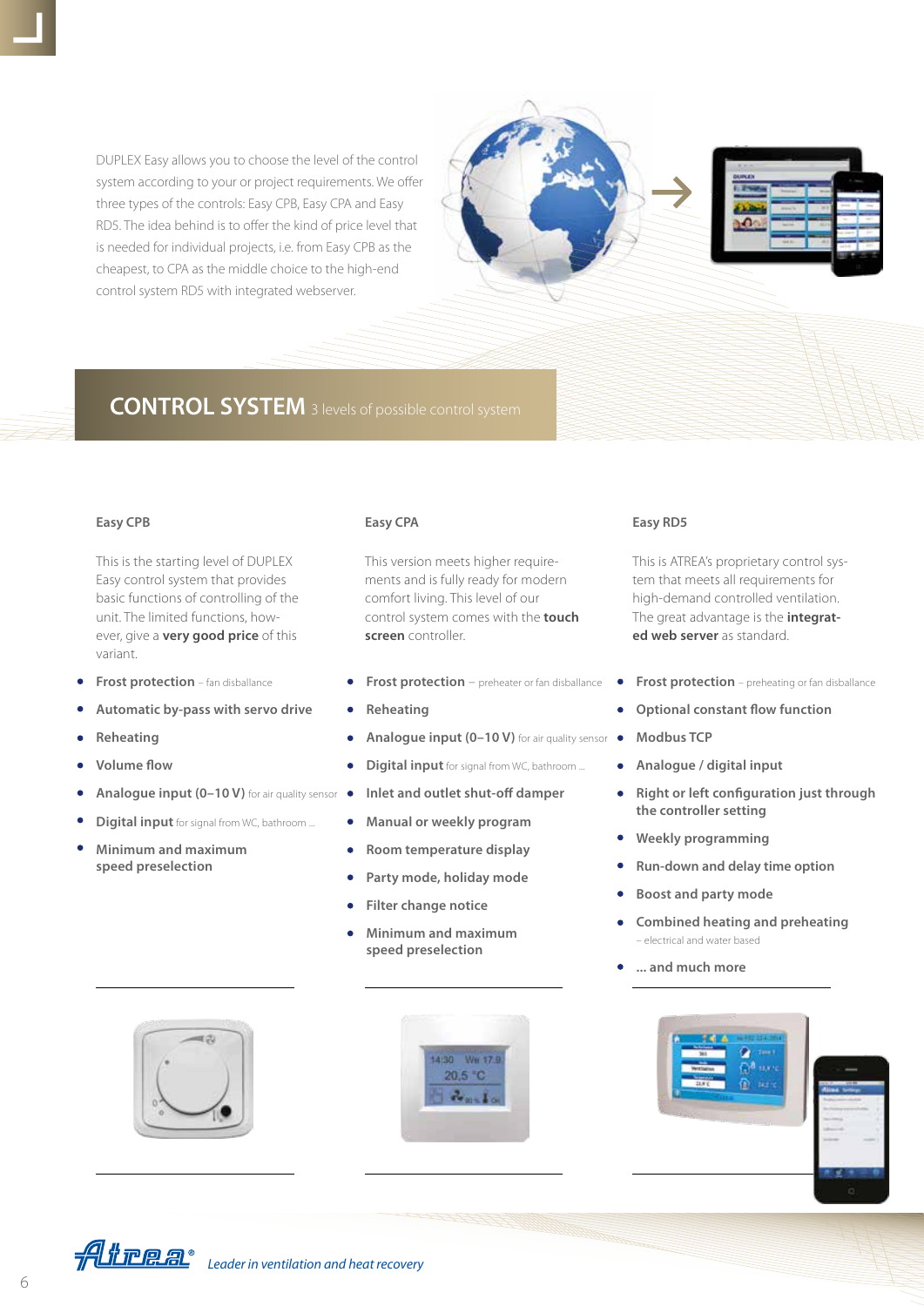DUPLEX Easy allows you to choose the level of the control system according to your or project requirements. We offer three types of the controls: Easy CPB, Easy CPA and Easy RD5. The idea behind is to offer the kind of price level that is needed for individual projects, i.e. from Easy CPB as the cheapest, to CPA as the middle choice to the high-end control system RD5 with integrated webserver.

## CONTROL SYSTEM 3 levels of possible control system

### Easy CPB

This is the starting level of DUPLEX Easy control system that provides basic functions of controlling of the unit. The limited functions, however, give a **very good price** of this variant.

- **Frost protection** – fan disballance
- **Automatic by-pass with servo drive**
- **Reheating**
- **Volume flow**
- **Analogue input (0–10 V)** for air quality sensor
- **Digital input** for signal from WC, bathroom ...
- **Minimum and maximum speed preselection**

### Easy CPA

This version meets higher requirements and is fully ready for modern comfort living. This level of our control system comes with the **touch screen** controller.

- **Frost protection** – preheater or fan disballance
- **Reheating**
- **Analogue input (0–10 V)** for air quality sensor
- **Digital input** for signal from WC, bathroom ...
- **Inlet and outlet shut-off damper**
- **Manual or weekly program**
- **Room temperature display**
- **Party mode, holiday mode**
- **Filter change notice**
- **Minimum and maximum speed preselection**

### Easy RD5

This is ATREA's proprietary control system that meets all requirements for high-demand controlled ventilation. The great advantage is the **integrated web server** as standard.

- **Frost protection** – preheating or fan disballance
- **Optional constant flow function**
- **Modbus TCP**
- **Analogue / digital input**
- **Right or left configuration just through the controller setting**
- **Weekly programming**
- **Run-down and delay time option**
- **Boost and party mode**
- **Combined heating and preheating** – electrical and water based
- **... and much more**

Atrea® *Leader in ventilation and heat recovery*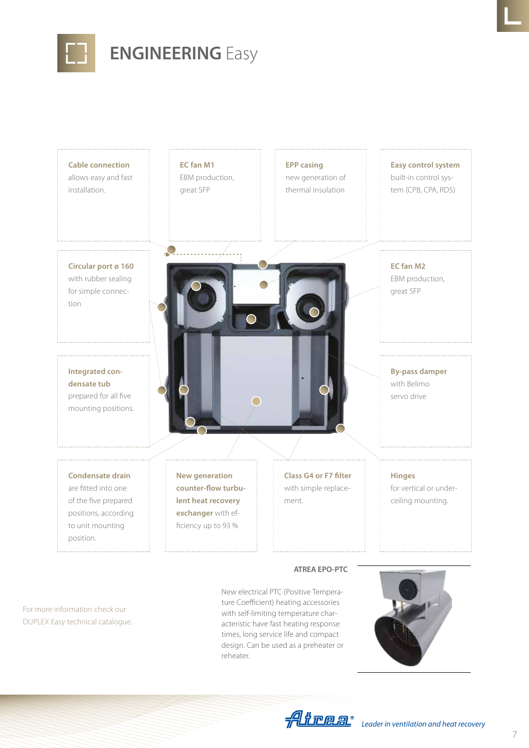# ENGINEERING Easy

**Cable connection** allows easy and fast installation.

**EC fan M1** EBM production, great SFP

**EPP casing** new generation of thermal insulation

**Easy control system** built-in control system (CPB, CPA, RD5)

**Circular port ø 160** with rubber sealing for simple connection

**EC fan M2** EBM production, great SFP

**Integrated condensate tub** prepared for all five mounting positions.

**By-pass damper** with Belimo servo drive

**Condensate drain** are fitted into one of the five prepared positions, according to unit mounting position.

**New generation counter-flow turbulent heat recovery exchanger** with efficiency up to 93 %

**Class G4 or F7 filter** with simple replacement.

**Hinges** for vertical or under-ceiling mounting.

For more information check our DUPLEX Easy technical catalogue.

### ATREA EPO-PTC

New electrical PTC (Positive Temperature Coefficient) heating accessories with self-limiting temperature characteristic have fast heating response times, long service life and compact design. Can be used as a preheater or reheater.

*Leader in ventilation and heat recovery*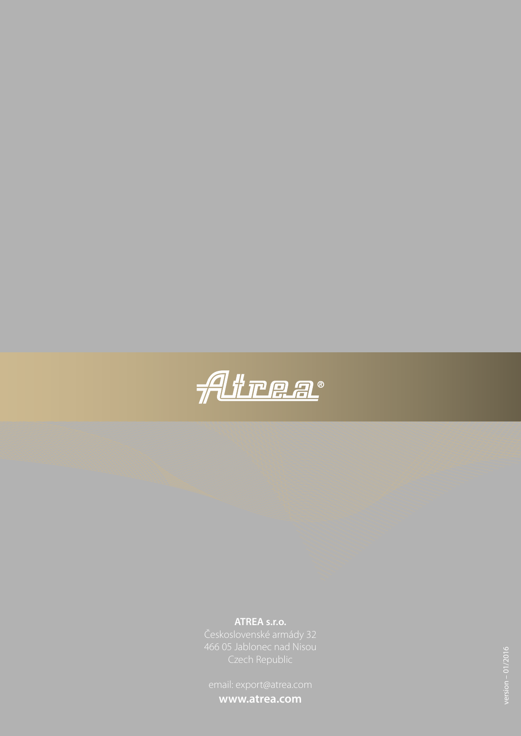Atrea®

**ATREA s.r.o.**
Československé armády 32
466 05 Jablonec nad Nisou
Czech Republic

email: export@atrea.com
**www.atrea.com**

version – 01/2016